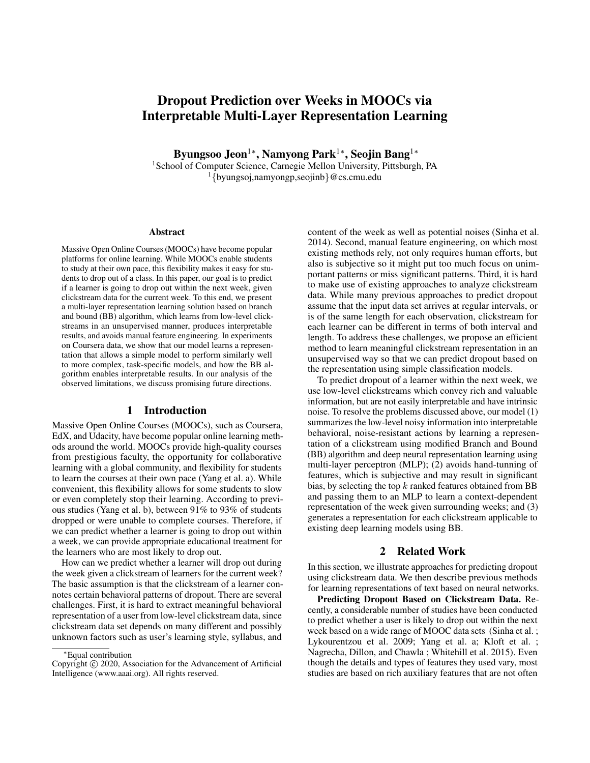# Dropout Prediction over Weeks in MOOCs via Interpretable Multi-Layer Representation Learning

**Byungsoo Jeon[1*], Namyong Park[1*], Seojin Bang[1*]**

[1]School of Computer Science, Carnegie Mellon University, Pittsburgh, PA
[1]{byungsoj,namyongp,seojinb}@cs.cmu.edu

## Abstract

Massive Open Online Courses (MOOCs) have become popular platforms for online learning. While MOOCs enable students to study at their own pace, this flexibility makes it easy for students to drop out of a class. In this paper, our goal is to predict if a learner is going to drop out within the next week, given clickstream data for the current week. To this end, we present a multi-layer representation learning solution based on branch and bound (BB) algorithm, which learns from low-level clickstreams in an unsupervised manner, produces interpretable results, and avoids manual feature engineering. In experiments on Coursera data, we show that our model learns a representation that allows a simple model to perform similarly well to more complex, task-specific models, and how the BB algorithm enables interpretable results. In our analysis of the observed limitations, we discuss promising future directions.

## 1 Introduction

Massive Open Online Courses (MOOCs), such as Coursera, EdX, and Udacity, have become popular online learning methods around the world. MOOCs provide high-quality courses from prestigious faculty, the opportunity for collaborative learning with a global community, and flexibility for students to learn the courses at their own pace (Yang et al. a). While convenient, this flexibility allows for some students to slow or even completely stop their learning. According to previous studies (Yang et al. b), between 91% to 93% of students dropped or were unable to complete courses. Therefore, if we can predict whether a learner is going to drop out within a week, we can provide appropriate educational treatment for the learners who are most likely to drop out.

How can we predict whether a learner will drop out during the week given a clickstream of learners for the current week? The basic assumption is that the clickstream of a learner connotes certain behavioral patterns of dropout. There are several challenges. First, it is hard to extract meaningful behavioral representation of a user from low-level clickstream data, since clickstream data set depends on many different and possibly unknown factors such as user's learning style, syllabus, and content of the week as well as potential noises (Sinha et al. 2014). Second, manual feature engineering, on which most existing methods rely, not only requires human efforts, but also is subjective so it might put too much focus on unimportant patterns or miss significant patterns. Third, it is hard to make use of existing approaches to analyze clickstream data. While many previous approaches to predict dropout assume that the input data set arrives at regular intervals, or is of the same length for each observation, clickstream for each learner can be different in terms of both interval and length. To address these challenges, we propose an efficient method to learn meaningful clickstream representation in an unsupervised way so that we can predict dropout based on the representation using simple classification models.

To predict dropout of a learner within the next week, we use low-level clickstreams which convey rich and valuable information, but are not easily interpretable and have intrinsic noise. To resolve the problems discussed above, our model (1) summarizes the low-level noisy information into interpretable behavioral, noise-resistant actions by learning a representation of a clickstream using modified Branch and Bound (BB) algorithm and deep neural representation learning using multi-layer perceptron (MLP); (2) avoids hand-tuning of features, which is subjective and may result in significant bias, by selecting the top $k$ ranked features obtained from BB and passing them to an MLP to learn a context-dependent representation of the week given surrounding weeks; and (3) generates a representation for each clickstream applicable to existing deep learning models using BB.

## 2 Related Work

In this section, we illustrate approaches for predicting dropout using clickstream data. We then describe previous methods for learning representations of text based on neural networks.

**Predicting Dropout Based on Clickstream Data.** Recently, a considerable number of studies have been conducted to predict whether a user is likely to drop out within the next week based on a wide range of MOOC data sets (Sinha et al. ; Lykourentzou et al. 2009; Yang et al. a; Kloft et al. ; Nagrecha, Dillon, and Chawla ; Whitehill et al. 2015). Even though the details and types of features they used vary, most studies are based on rich auxiliary features that are not often

[*]Equal contribution

Copyright © 2020, Association for the Advancement of Artificial Intelligence (www.aaai.org). All rights reserved.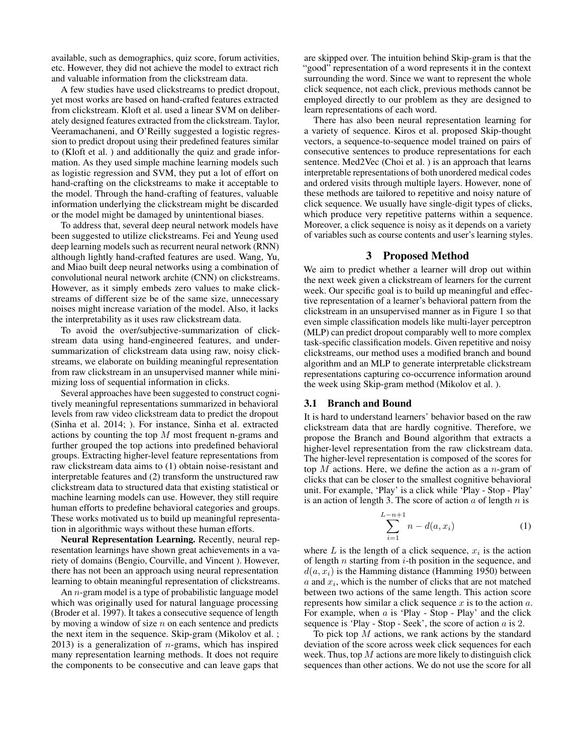available, such as demographics, quiz score, forum activities, etc. However, they did not achieve the model to extract rich and valuable information from the clickstream data.

A few studies have used clickstreams to predict dropout, yet most works are based on hand-crafted features extracted from clickstream. Kloft et al. used a linear SVM on deliberately designed features extracted from the clickstream. Taylor, Veeramachaneni, and O'Reilly suggested a logistic regression to predict dropout using their predefined features similar to (Kloft et al. ) and additionally the quiz and grade information. As they used simple machine learning models such as logistic regression and SVM, they put a lot of effort on hand-crafting on the clickstreams to make it acceptable to the model. Through the hand-crafting of features, valuable information underlying the clickstream might be discarded or the model might be damaged by unintentional biases.

To address that, several deep neural network models have been suggested to utilize clickstreams. Fei and Yeung used deep learning models such as recurrent neural network (RNN) although lightly hand-crafted features are used. Wang, Yu, and Miao built deep neural networks using a combination of convolutional neural network archite (CNN) on clickstreams. However, as it simply embeds zero values to make clickstreams of different size be of the same size, unnecessary noises might increase variation of the model. Also, it lacks the interpretability as it uses raw clickstream data.

To avoid the over/subjective-summarization of clickstream data using hand-engineered features, and under-summarization of clickstream data using raw, noisy clickstreams, we elaborate on building meaningful representation from raw clickstream in an unsupervised manner while minimizing loss of sequential information in clicks.

Several approaches have been suggested to construct cognitively meaningful representations summarized in behavioral levels from raw video clickstream data to predict the dropout (Sinha et al. 2014; ). For instance, Sinha et al. extracted actions by counting the top $M$ most frequent n-grams and further grouped the top actions into predefined behavioral groups. Extracting higher-level feature representations from raw clickstream data aims to (1) obtain noise-resistant and interpretable features and (2) transform the unstructured raw clickstream data to structured data that existing statistical or machine learning models can use. However, they still require human efforts to predefine behavioral categories and groups. These works motivated us to build up meaningful representation in algorithmic ways without these human efforts.

**Neural Representation Learning.** Recently, neural representation learnings have shown great achievements in a variety of domains (Bengio, Courville, and Vincent ). However, there has not been an approach using neural representation learning to obtain meaningful representation of clickstreams.

An $n$-gram model is a type of probabilistic language model which was originally used for natural language processing (Broder et al. 1997). It takes a consecutive sequence of length by moving a window of size $n$ on each sentence and predicts the next item in the sequence. Skip-gram (Mikolov et al. ; 2013) is a generalization of $n$-grams, which has inspired many representation learning methods. It does not require the components to be consecutive and can leave gaps that are skipped over. The intuition behind Skip-gram is that the "good" representation of a word represents it in the context surrounding the word. Since we want to represent the whole click sequence, not each click, previous methods cannot be employed directly to our problem as they are designed to learn representations of each word.

There has also been neural representation learning for a variety of sequence. Kiros et al. proposed Skip-thought vectors, a sequence-to-sequence model trained on pairs of consecutive sentences to produce representations for each sentence. Med2Vec (Choi et al. ) is an approach that learns interpretable representations of both unordered medical codes and ordered visits through multiple layers. However, none of these methods are tailored to repetitive and noisy nature of click sequence. We usually have single-digit types of clicks, which produce very repetitive patterns within a sequence. Moreover, a click sequence is noisy as it depends on a variety of variables such as course contents and user's learning styles.

## 3 Proposed Method

We aim to predict whether a learner will drop out within the next week given a clickstream of learners for the current week. Our specific goal is to build up meaningful and effective representation of a learner's behavioral pattern from the clickstream in an unsupervised manner as in Figure 1 so that even simple classification models like multi-layer perceptron (MLP) can predict dropout comparably well to more complex task-specific classification models. Given repetitive and noisy clickstreams, our method uses a modified branch and bound algorithm and an MLP to generate interpretable clickstream representations capturing co-occurrence information around the week using Skip-gram method (Mikolov et al. ).

### 3.1 Branch and Bound

It is hard to understand learners' behavior based on the raw clickstream data that are hardly cognitive. Therefore, we propose the Branch and Bound algorithm that extracts a higher-level representation from the raw clickstream data. The higher-level representation is composed of the scores for top $M$ actions. Here, we define the action as a $n$-gram of clicks that can be closer to the smallest cognitive behavioral unit. For example, 'Play' is a click while 'Play - Stop - Play' is an action of length 3. The score of action $a$ of length $n$ is

$$\sum_{i=1}^{L-n+1} n - d(a, x_i) \tag{1}$$

where $L$ is the length of a click sequence, $x_i$ is the action of length $n$ starting from $i$-th position in the sequence, and $d(a, x_i)$ is the Hamming distance (Hamming 1950) between $a$ and $x_i$, which is the number of clicks that are not matched between two actions of the same length. This action score represents how similar a click sequence $x$ is to the action $a$. For example, when $a$ is 'Play - Stop - Play' and the click sequence is 'Play - Stop - Seek', the score of action $a$ is 2.

To pick top $M$ actions, we rank actions by the standard deviation of the score across week click sequences for each week. Thus, top $M$ actions are more likely to distinguish click sequences than other actions. We do not use the score for all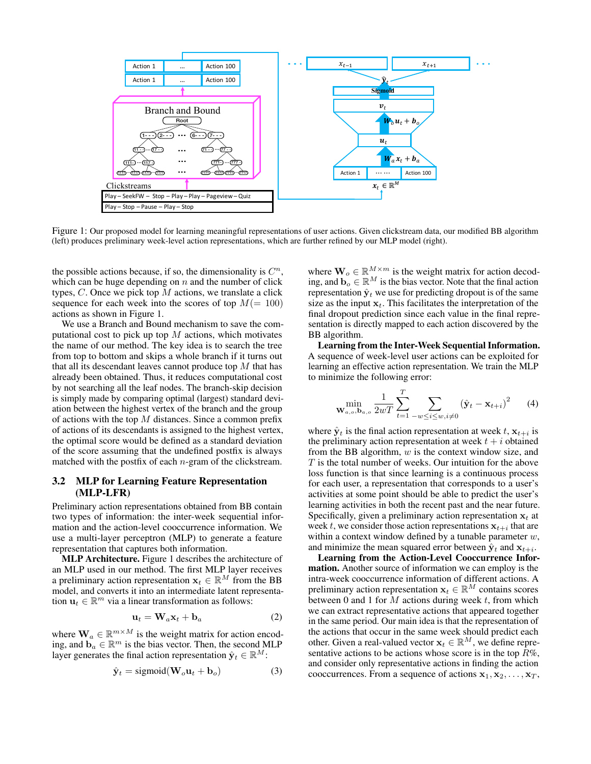Figure 1: Our proposed model for learning meaningful representations of user actions. Given clickstream data, our modified BB algorithm (left) produces preliminary week-level action representations, which are further refined by our MLP model (right).

the possible actions because, if so, the dimensionality is $C^n$, which can be huge depending on $n$ and the number of click types, $C$. Once we pick top $M$ actions, we translate a click sequence for each week into the scores of top $M(= 100)$ actions as shown in Figure 1.

We use a Branch and Bound mechanism to save the computational cost to pick up top $M$ actions, which motivates the name of our method. The key idea is to search the tree from top to bottom and skips a whole branch if it turns out that all its descendant leaves cannot produce top $M$ that has already been obtained. Thus, it reduces computational cost by not searching all the leaf nodes. The branch-skip decision is simply made by comparing optimal (largest) standard deviation between the highest vertex of the branch and the group of actions with the top $M$ distances. Since a common prefix of actions of its descendants is assigned to the highest vertex, the optimal score would be defined as a standard deviation of the score assuming that the undefined postfix is always matched with the postfix of each $n$-gram of the clickstream.

## 3.2 MLP for Learning Feature Representation (MLP-LFR)

Preliminary action representations obtained from BB contain two types of information: the inter-week sequential information and the action-level cooccurrence information. We use a multi-layer perceptron (MLP) to generate a feature representation that captures both information.

**MLP Architecture.** Figure 1 describes the architecture of an MLP used in our method. The first MLP layer receives a preliminary action representation $\mathbf{x}_t \in \mathbb{R}^M$ from the BB model, and converts it into an intermediate latent representation $\mathbf{u}_t \in \mathbb{R}^m$ via a linear transformation as follows:

$$\mathbf{u}_t = \mathbf{W}_a \mathbf{x}_t + \mathbf{b}_a \tag{2}$$

where $\mathbf{W}_a \in \mathbb{R}^{m \times M}$ is the weight matrix for action encoding, and $\mathbf{b}_a \in \mathbb{R}^m$ is the bias vector. Then, the second MLP layer generates the final action representation $\hat{\mathbf{y}}_t \in \mathbb{R}^M$:

$$\hat{\mathbf{y}}_t = \text{sigmoid}(\mathbf{W}_o \mathbf{u}_t + \mathbf{b}_o) \tag{3}$$

where $\mathbf{W}_o \in \mathbb{R}^{M \times m}$ is the weight matrix for action decoding, and $\mathbf{b}_o \in \mathbb{R}^M$ is the bias vector. Note that the final action representation $\hat{\mathbf{y}}_t$ we use for predicting dropout is of the same size as the input $\mathbf{x}_t$. This facilitates the interpretation of the final dropout prediction since each value in the final representation is directly mapped to each action discovered by the BB algorithm.

**Learning from the Inter-Week Sequential Information.** A sequence of week-level user actions can be exploited for learning an effective action representation. We train the MLP to minimize the following error:

$$\min_{\mathbf{W}_{a,o}, \mathbf{b}_{a,o}} \frac{1}{2wT} \sum_{t=1}^{T} \sum_{-w \leq i \leq w, i \neq 0} (\hat{\mathbf{y}}_t - \mathbf{x}_{t+i})^2 \tag{4}$$

where $\hat{\mathbf{y}}_t$ is the final action representation at week $t$, $\mathbf{x}_{t+i}$ is the preliminary action representation at week $t + i$ obtained from the BB algorithm, $w$ is the context window size, and $T$ is the total number of weeks. Our intuition for the above loss function is that since learning is a continuous process for each user, a representation that corresponds to a user's activities at some point should be able to predict the user's learning activities in both the recent past and the near future. Specifically, given a preliminary action representation $\mathbf{x}_t$ at week $t$, we consider those action representations $\mathbf{x}_{t+i}$ that are within a context window defined by a tunable parameter $w$, and minimize the mean squared error between $\hat{\mathbf{y}}_t$ and $\mathbf{x}_{t+i}$.

**Learning from the Action-Level Cooccurrence Information.** Another source of information we can employ is the intra-week cooccurrence information of different actions. A preliminary action representation $\mathbf{x}_t \in \mathbb{R}^M$ contains scores between 0 and 1 for $M$ actions during week $t$, from which we can extract representative actions that appeared together in the same period. Our main idea is that the representation of the actions that occur in the same week should predict each other. Given a real-valued vector $\mathbf{x}_t \in \mathbb{R}^M$, we define representative actions to be actions whose score is in the top $R\%$, and consider only representative actions in finding the action cooccurrences. From a sequence of actions $\mathbf{x}_1, \mathbf{x}_2, \ldots, \mathbf{x}_T$,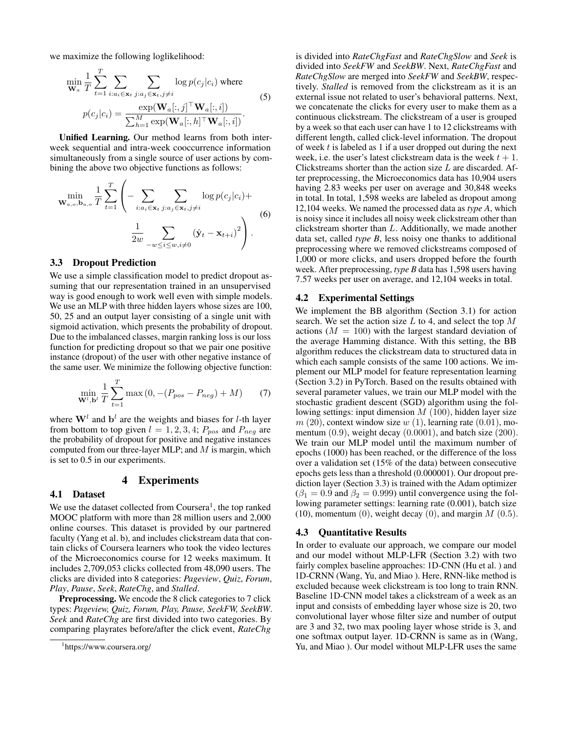we maximize the following loglikelihood:

$$\min_{\mathbf{W}_a} \frac{1}{T}\sum_{t=1}^{T}\sum_{i:a_i\in\mathbf{x}_t}\sum_{j:a_j\in\mathbf{x}_t, j\neq i}\log p(c_j|c_i) \text{ where}$$
$$p(c_j|c_i) = \frac{\exp(\mathbf{W}_a[:,j]^\top \mathbf{W}_a[:,i])}{\sum_{h=1}^{M}\exp(\mathbf{W}_a[:,h]^\top \mathbf{W}_a[:,i])}. \tag{5}$$

**Unified Learning.** Our method learns from both inter-week sequential and intra-week cooccurrence information simultaneously from a single source of user actions by combining the above two objective functions as follows:

$$\min_{\mathbf{W}_{a,o},\mathbf{b}_{a,o}} \frac{1}{T}\sum_{t=1}^{T}\left(-\sum_{i:a_i\in\mathbf{x}_t}\sum_{j:a_j\in\mathbf{x}_t, j\neq i}\log p(c_j|c_i) + \frac{1}{2w}\sum_{-w\leq i\leq w, i\neq 0}\left(\hat{\mathbf{y}}_t - \mathbf{x}_{t+i}\right)^2\right). \tag{6}$$

### 3.3 Dropout Prediction

We use a simple classification model to predict dropout assuming that our representation trained in an unsupervised way is good enough to work well even with simple models. We use an MLP with three hidden layers whose sizes are 100, 50, 25 and an output layer consisting of a single unit with sigmoid activation, which presents the probability of dropout. Due to the imbalanced classes, margin ranking loss is our loss function for predicting dropout so that we pair one positive instance (dropout) of the user with other negative instance of the same user. We minimize the following objective function:

$$\min_{\mathbf{W}^l,\mathbf{b}^l} \frac{1}{T}\sum_{t=1}^{T}\max\left(0, -(P_{pos}-P_{neg})+M\right) \tag{7}$$

where $\mathbf{W}^l$ and $\mathbf{b}^l$ are the weights and biases for $l$-th layer from bottom to top given $l = 1, 2, 3, 4$; $P_{pos}$ and $P_{neg}$ are the probability of dropout for positive and negative instances computed from our three-layer MLP; and $M$ is margin, which is set to 0.5 in our experiments.

## 4 Experiments

### 4.1 Dataset

We use the dataset collected from Coursera[1], the top ranked MOOC platform with more than 28 million users and 2,000 online courses. This dataset is provided by our partnered faculty (Yang et al. b), and includes clickstream data that contain clicks of Coursera learners who took the video lectures of the Microeconomics course for 12 weeks maximum. It includes 2,709,053 clicks collected from 48,090 users. The clicks are divided into 8 categories: *Pageview*, *Quiz*, *Forum*, *Play*, *Pause*, *Seek*, *RateChg*, and *Stalled*.

**Preprocessing.** We encode the 8 click categories to 7 click types: *Pageview, Quiz, Forum, Play, Pause, SeekFW, SeekBW*. *Seek* and *RateChg* are first divided into two categories. By comparing playrates before/after the click event, *RateChg* is divided into *RateChgFast* and *RateChgSlow* and *Seek* is divided into *SeekFW* and *SeekBW*. Next, *RateChgFast* and *RateChgSlow* are merged into *SeekFW* and *SeekBW*, respectively. *Stalled* is removed from the clickstream as it is an external issue not related to user's behavioral patterns. Next, we concatenate the clicks for every user to make them as a continuous clickstream. The clickstream of a user is grouped by a week so that each user can have 1 to 12 clickstreams with different length, called click-level information. The dropout of week $t$ is labeled as 1 if a user dropped out during the next week, i.e. the user's latest clickstream data is the week $t+1$. Clickstreams shorter than the action size $L$ are discarded. After preprocessing, the Microeconomics data has 10,904 users having 2.83 weeks per user on average and 30,848 weeks in total. In total, 1,598 weeks are labeled as dropout among 12,104 weeks. We named the processed data as *type A*, which is noisy since it includes all noisy week clickstream other than clickstream shorter than $L$. Additionally, we made another data set, called *type B*, less noisy one thanks to additional preprocessing where we removed clickstreams composed of 1,000 or more clicks, and users dropped before the fourth week. After preprocessing, *type B* data has 1,598 users having 7.57 weeks per user on average, and 12,104 weeks in total.

### 4.2 Experimental Settings

We implement the BB algorithm (Section 3.1) for action search. We set the action size $L$ to 4, and select the top $M$ actions ($M = 100$) with the largest standard deviation of the average Hamming distance. With this setting, the BB algorithm reduces the clickstream data to structured data in which each sample consists of the same 100 actions. We implement our MLP model for feature representation learning (Section 3.2) in PyTorch. Based on the results obtained with several parameter values, we train our MLP model with the stochastic gradient descent (SGD) algorithm using the following settings: input dimension $M$ (100), hidden layer size $m$ (20), context window size $w$ (1), learning rate (0.01), momentum (0.9), weight decay (0.0001), and batch size (200). We train our MLP model until the maximum number of epochs (1000) has been reached, or the difference of the loss over a validation set (15% of the data) between consecutive epochs gets less than a threshold (0.000001). Our dropout prediction layer (Section 3.3) is trained with the Adam optimizer ($\beta_1 = 0.9$ and $\beta_2 = 0.999$) until convergence using the following parameter settings: learning rate (0.001), batch size (10), momentum (0), weight decay (0), and margin $M$ (0.5).

### 4.3 Quantitative Results

In order to evaluate our approach, we compare our model and our model without MLP-LFR (Section 3.2) with two fairly complex baseline approaches: 1D-CNN (Hu et al. ) and 1D-CRNN (Wang, Yu, and Miao ). Here, RNN-like method is excluded because week clickstream is too long to train RNN. Baseline 1D-CNN model takes a clickstream of a week as an input and consists of embedding layer whose size is 20, two convolutional layer whose filter size and number of output are 3 and 32, two max pooling layer whose stride is 3, and one softmax output layer. 1D-CRNN is same as in (Wang, Yu, and Miao ). Our model without MLP-LFR uses the same

[1] https://www.coursera.org/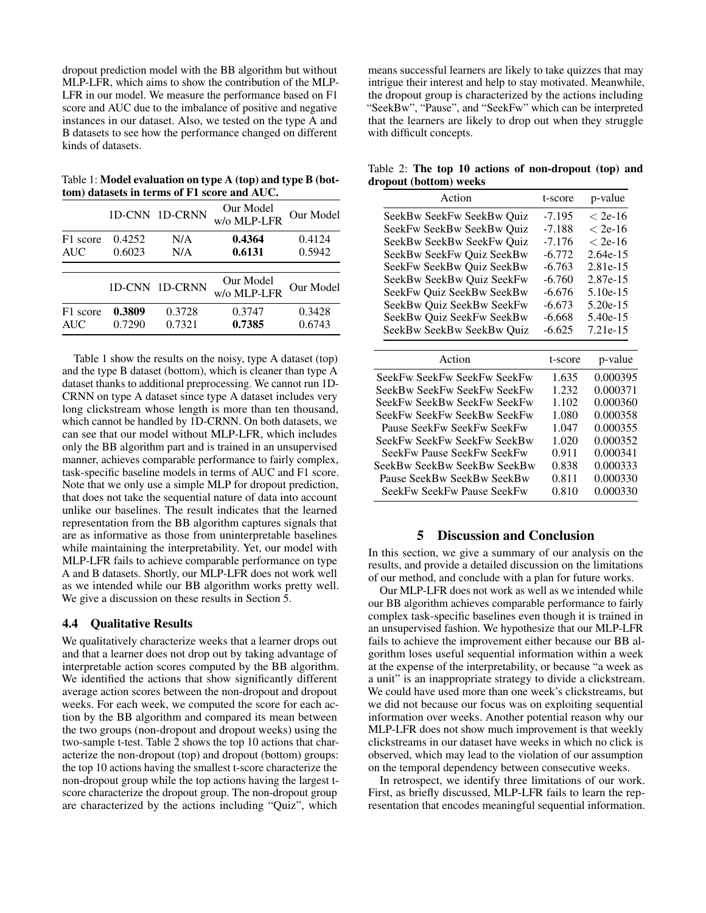dropout prediction model with the BB algorithm but without MLP-LFR, which aims to show the contribution of the MLP-LFR in our model. We measure the performance based on F1 score and AUC due to the imbalance of positive and negative instances in our dataset. Also, we tested on the type A and B datasets to see how the performance changed on different kinds of datasets.

Table 1: **Model evaluation on type A (top) and type B (bottom) datasets in terms of F1 score and AUC.**

| | 1D-CNN | 1D-CRNN | Our Model w/o MLP-LFR | Our Model |
|---|---|---|---|---|
| F1 score | 0.4252 | N/A | **0.4364** | 0.4124 |
| AUC | 0.6023 | N/A | **0.6131** | 0.5942 |

| | 1D-CNN | 1D-CRNN | Our Model w/o MLP-LFR | Our Model |
|---|---|---|---|---|
| F1 score | **0.3809** | 0.3728 | 0.3747 | 0.3428 |
| AUC | 0.7290 | 0.7321 | **0.7385** | 0.6743 |

Table 1 show the results on the noisy, type A dataset (top) and the type B dataset (bottom), which is cleaner than type A dataset thanks to additional preprocessing. We cannot run 1D-CRNN on type A dataset since type A dataset includes very long clickstream whose length is more than ten thousand, which cannot be handled by 1D-CRNN. On both datasets, we can see that our model without MLP-LFR, which includes only the BB algorithm part and is trained in an unsupervised manner, achieves comparable performance to fairly complex, task-specific baseline models in terms of AUC and F1 score. Note that we only use a simple MLP for dropout prediction, that does not take the sequential nature of data into account unlike our baselines. The result indicates that the learned representation from the BB algorithm captures signals that are as informative as those from uninterpretable baselines while maintaining the interpretability. Yet, our model with MLP-LFR fails to achieve comparable performance on type A and B datasets. Shortly, our MLP-LFR does not work well as we intended while our BB algorithm works pretty well. We give a discussion on these results in Section 5.

### 4.4 Qualitative Results

We qualitatively characterize weeks that a learner drops out and that a learner does not drop out by taking advantage of interpretable action scores computed by the BB algorithm. We identified the actions that show significantly different average action scores between the non-dropout and dropout weeks. For each week, we computed the score for each action by the BB algorithm and compared its mean between the two groups (non-dropout and dropout weeks) using the two-sample t-test. Table 2 shows the top 10 actions that characterize the non-dropout (top) and dropout (bottom) groups: the top 10 actions having the smallest t-score characterize the non-dropout group while the top actions having the largest t-score characterize the dropout group. The non-dropout group are characterized by the actions including "Quiz", which means successful learners are likely to take quizzes that may intrigue their interest and help to stay motivated. Meanwhile, the dropout group is characterized by the actions including "SeekBw", "Pause", and "SeekFw" which can be interpreted that the learners are likely to drop out when they struggle with difficult concepts.

Table 2: **The top 10 actions of non-dropout (top) and dropout (bottom) weeks**

| Action | t-score | p-value |
|---|---|---|
| SeekBw SeekFw SeekBw Quiz | -7.195 | $< 2e\text{-}16$ |
| SeekFw SeekBw SeekBw Quiz | -7.188 | $< 2e\text{-}16$ |
| SeekBw SeekBw SeekFw Quiz | -7.176 | $< 2e\text{-}16$ |
| SeekBw SeekFw Quiz SeekBw | -6.772 | 2.64e-15 |
| SeekFw SeekBw Quiz SeekBw | -6.763 | 2.81e-15 |
| SeekBw SeekBw Quiz SeekFw | -6.760 | 2.87e-15 |
| SeekFw Quiz SeekBw SeekBw | -6.676 | 5.10e-15 |
| SeekBw Quiz SeekBw SeekFw | -6.673 | 5.20e-15 |
| SeekBw Quiz SeekFw SeekBw | -6.668 | 5.40e-15 |
| SeekBw SeekBw SeekBw Quiz | -6.625 | 7.21e-15 |

| Action | t-score | p-value |
|---|---|---|
| SeekFw SeekFw SeekFw SeekFw | 1.635 | 0.000395 |
| SeekBw SeekFw SeekFw SeekFw | 1.232 | 0.000371 |
| SeekFw SeekBw SeekFw SeekFw | 1.102 | 0.000360 |
| SeekFw SeekFw SeekBw SeekFw | 1.080 | 0.000358 |
| Pause SeekFw SeekFw SeekFw | 1.047 | 0.000355 |
| SeekFw SeekFw SeekFw SeekBw | 1.020 | 0.000352 |
| SeekFw Pause SeekFw SeekFw | 0.911 | 0.000341 |
| SeekBw SeekBw SeekBw SeekBw | 0.838 | 0.000333 |
| Pause SeekBw SeekBw SeekBw | 0.811 | 0.000330 |
| SeekFw SeekFw Pause SeekFw | 0.810 | 0.000330 |

## 5 Discussion and Conclusion

In this section, we give a summary of our analysis on the results, and provide a detailed discussion on the limitations of our method, and conclude with a plan for future works.

Our MLP-LFR does not work as well as we intended while our BB algorithm achieves comparable performance to fairly complex task-specific baselines even though it is trained in an unsupervised fashion. We hypothesize that our MLP-LFR fails to achieve the improvement either because our BB algorithm loses useful sequential information within a week at the expense of the interpretability, or because "a week as a unit" is an inappropriate strategy to divide a clickstream. We could have used more than one week's clickstreams, but we did not because our focus was on exploiting sequential information over weeks. Another potential reason why our MLP-LFR does not show much improvement is that weekly clickstreams in our dataset have weeks in which no click is observed, which may lead to the violation of our assumption on the temporal dependency between consecutive weeks.

In retrospect, we identify three limitations of our work. First, as briefly discussed, MLP-LFR fails to learn the representation that encodes meaningful sequential information.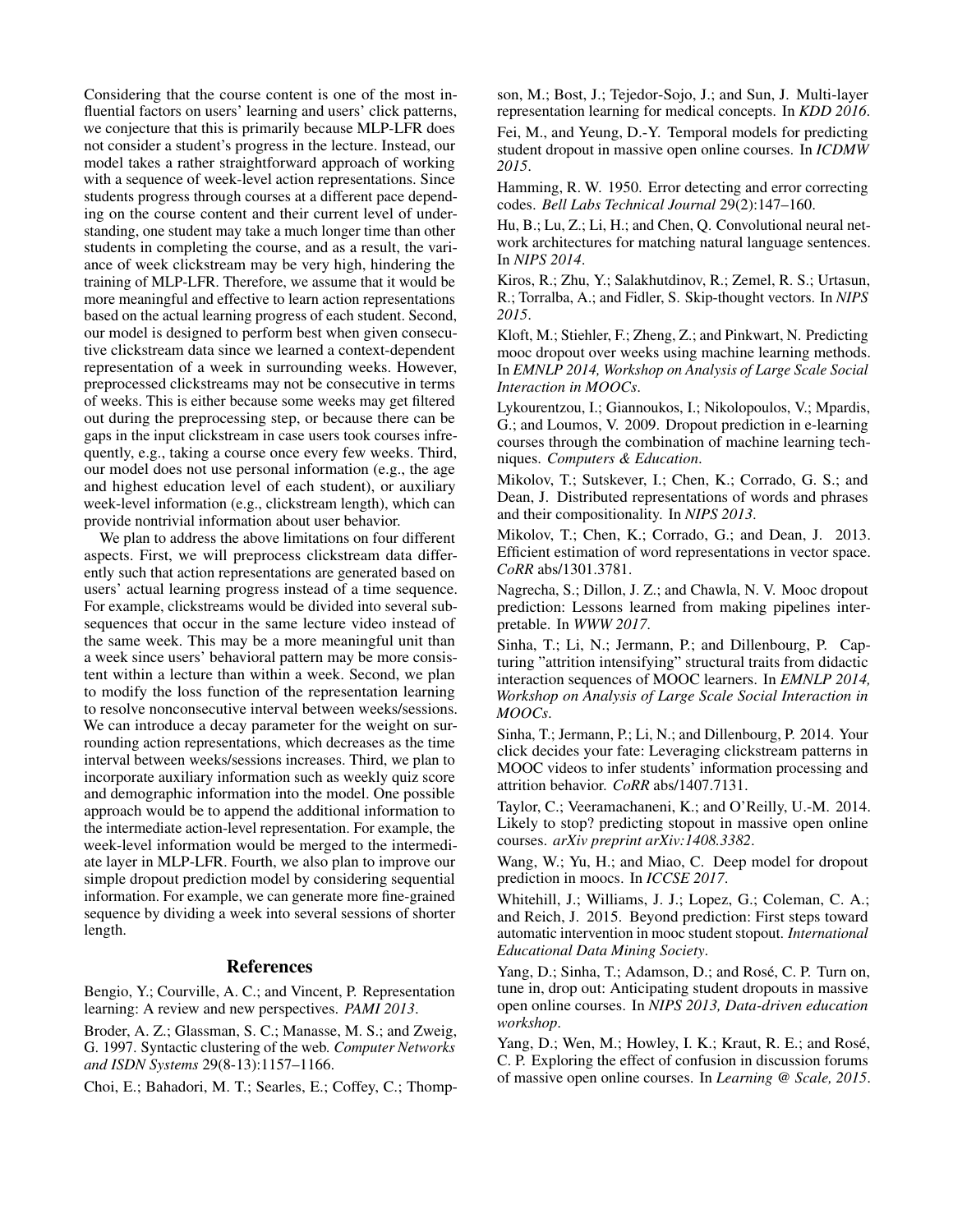Considering that the course content is one of the most influential factors on users' learning and users' click patterns, we conjecture that this is primarily because MLP-LFR does not consider a student's progress in the lecture. Instead, our model takes a rather straightforward approach of working with a sequence of week-level action representations. Since students progress through courses at a different pace depending on the course content and their current level of understanding, one student may take a much longer time than other students in completing the course, and as a result, the variance of week clickstream may be very high, hindering the training of MLP-LFR. Therefore, we assume that it would be more meaningful and effective to learn action representations based on the actual learning progress of each student. Second, our model is designed to perform best when given consecutive clickstream data since we learned a context-dependent representation of a week in surrounding weeks. However, preprocessed clickstreams may not be consecutive in terms of weeks. This is either because some weeks may get filtered out during the preprocessing step, or because there can be gaps in the input clickstream in case users took courses infrequently, e.g., taking a course once every few weeks. Third, our model does not use personal information (e.g., the age and highest education level of each student), or auxiliary week-level information (e.g., clickstream length), which can provide nontrivial information about user behavior.

We plan to address the above limitations on four different aspects. First, we will preprocess clickstream data differently such that action representations are generated based on users' actual learning progress instead of a time sequence. For example, clickstreams would be divided into several subsequences that occur in the same lecture video instead of the same week. This may be a more meaningful unit than a week since users' behavioral pattern may be more consistent within a lecture than within a week. Second, we plan to modify the loss function of the representation learning to resolve nonconsecutive interval between weeks/sessions. We can introduce a decay parameter for the weight on surrounding action representations, which decreases as the time interval between weeks/sessions increases. Third, we plan to incorporate auxiliary information such as weekly quiz score and demographic information into the model. One possible approach would be to append the additional information to the intermediate action-level representation. For example, the week-level information would be merged to the intermediate layer in MLP-LFR. Fourth, we also plan to improve our simple dropout prediction model by considering sequential information. For example, we can generate more fine-grained sequence by dividing a week into several sessions of shorter length.

## References

Bengio, Y.; Courville, A. C.; and Vincent, P. Representation learning: A review and new perspectives. *PAMI 2013*.

Broder, A. Z.; Glassman, S. C.; Manasse, M. S.; and Zweig, G. 1997. Syntactic clustering of the web. *Computer Networks and ISDN Systems* 29(8-13):1157–1166.

Choi, E.; Bahadori, M. T.; Searles, E.; Coffey, C.; Thompson, M.; Bost, J.; Tejedor-Sojo, J.; and Sun, J. Multi-layer representation learning for medical concepts. In *KDD 2016*.

Fei, M., and Yeung, D.-Y. Temporal models for predicting student dropout in massive open online courses. In *ICDMW 2015*.

Hamming, R. W. 1950. Error detecting and error correcting codes. *Bell Labs Technical Journal* 29(2):147–160.

Hu, B.; Lu, Z.; Li, H.; and Chen, Q. Convolutional neural network architectures for matching natural language sentences. In *NIPS 2014*.

Kiros, R.; Zhu, Y.; Salakhutdinov, R.; Zemel, R. S.; Urtasun, R.; Torralba, A.; and Fidler, S. Skip-thought vectors. In *NIPS 2015*.

Kloft, M.; Stiehler, F.; Zheng, Z.; and Pinkwart, N. Predicting mooc dropout over weeks using machine learning methods. In *EMNLP 2014, Workshop on Analysis of Large Scale Social Interaction in MOOCs*.

Lykourentzou, I.; Giannoukos, I.; Nikolopoulos, V.; Mpardis, G.; and Loumos, V. 2009. Dropout prediction in e-learning courses through the combination of machine learning techniques. *Computers & Education*.

Mikolov, T.; Sutskever, I.; Chen, K.; Corrado, G. S.; and Dean, J. Distributed representations of words and phrases and their compositionality. In *NIPS 2013*.

Mikolov, T.; Chen, K.; Corrado, G.; and Dean, J. 2013. Efficient estimation of word representations in vector space. *CoRR* abs/1301.3781.

Nagrecha, S.; Dillon, J. Z.; and Chawla, N. V. Mooc dropout prediction: Lessons learned from making pipelines interpretable. In *WWW 2017*.

Sinha, T.; Li, N.; Jermann, P.; and Dillenbourg, P. Capturing "attrition intensifying" structural traits from didactic interaction sequences of MOOC learners. In *EMNLP 2014, Workshop on Analysis of Large Scale Social Interaction in MOOCs*.

Sinha, T.; Jermann, P.; Li, N.; and Dillenbourg, P. 2014. Your click decides your fate: Leveraging clickstream patterns in MOOC videos to infer students' information processing and attrition behavior. *CoRR* abs/1407.7131.

Taylor, C.; Veeramachaneni, K.; and O'Reilly, U.-M. 2014. Likely to stop? predicting stopout in massive open online courses. *arXiv preprint arXiv:1408.3382*.

Wang, W.; Yu, H.; and Miao, C. Deep model for dropout prediction in moocs. In *ICCSE 2017*.

Whitehill, J.; Williams, J. J.; Lopez, G.; Coleman, C. A.; and Reich, J. 2015. Beyond prediction: First steps toward automatic intervention in mooc student stopout. *International Educational Data Mining Society*.

Yang, D.; Sinha, T.; Adamson, D.; and Rosé, C. P. Turn on, tune in, drop out: Anticipating student dropouts in massive open online courses. In *NIPS 2013, Data-driven education workshop*.

Yang, D.; Wen, M.; Howley, I. K.; Kraut, R. E.; and Rosé, C. P. Exploring the effect of confusion in discussion forums of massive open online courses. In *Learning @ Scale, 2015*.